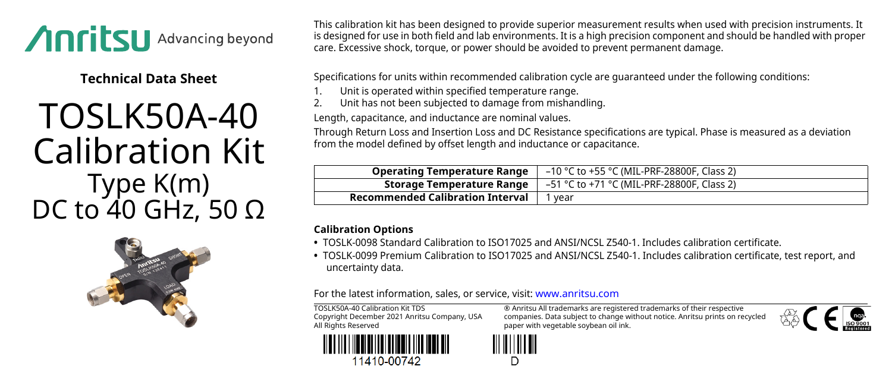Anritsu Advancing beyond

**Technical Data Sheet**

# TOSLK50A-40 Calibration Kit

## Type K(m) DC to 40 GHz, 50 Ω

This calibration kit has been designed to provide superior measurement results when used with precision instruments. It is designed for use in both field and lab environments. It is a high precision component and should be handled with proper care. Excessive shock, torque, or power should be avoided to prevent permanent damage.

Specifications for units within recommended calibration cycle are guaranteed under the following conditions:

1. Unit is operated within specified temperature range.
2. Unit has not been subjected to damage from mishandling.

Length, capacitance, and inductance are nominal values.

Through Return Loss and Insertion Loss and DC Resistance specifications are typical. Phase is measured as a deviation from the model defined by offset length and inductance or capacitance.

| | |
|---|---|
| **Operating Temperature Range** | –10 °C to +55 °C (MIL-PRF-28800F, Class 2) |
| **Storage Temperature Range** | –51 °C to +71 °C (MIL-PRF-28800F, Class 2) |
| **Recommended Calibration Interval** | 1 year |

### Calibration Options

- TOSLK-0098 Standard Calibration to ISO17025 and ANSI/NCSL Z540-1. Includes calibration certificate.
- TOSLK-0099 Premium Calibration to ISO17025 and ANSI/NCSL Z540-1. Includes calibration certificate, test report, and uncertainty data.

For the latest information, sales, or service, visit: www.anritsu.com

TOSLK50A-40 Calibration Kit TDS
Copyright December 2021 Anritsu Company, USA
All Rights Reserved

® Anritsu All trademarks are registered trademarks of their respective companies. Data subject to change without notice. Anritsu prints on recycled paper with vegetable soybean oil ink.

11410-00742

D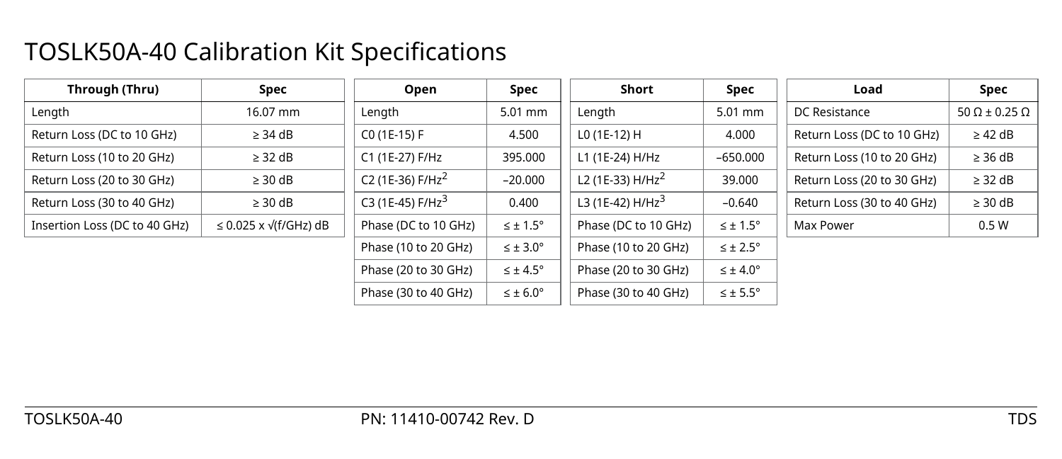# TOSLK50A-40 Calibration Kit Specifications

| Through (Thru) | Spec |
|---|---|
| Length | 16.07 mm |
| Return Loss (DC to 10 GHz) | ≥ 34 dB |
| Return Loss (10 to 20 GHz) | ≥ 32 dB |
| Return Loss (20 to 30 GHz) | ≥ 30 dB |
| Return Loss (30 to 40 GHz) | ≥ 30 dB |
| Insertion Loss (DC to 40 GHz) | ≤ 0.025 x √(f/GHz) dB |

| Open | Spec |
|---|---|
| Length | 5.01 mm |
| C0 (1E-15) F | 4.500 |
| C1 (1E-27) F/Hz | 395.000 |
| C2 (1E-36) F/Hz$^2$ | −20.000 |
| C3 (1E-45) F/Hz$^3$ | 0.400 |
| Phase (DC to 10 GHz) | ≤ ± 1.5° |
| Phase (10 to 20 GHz) | ≤ ± 3.0° |
| Phase (20 to 30 GHz) | ≤ ± 4.5° |
| Phase (30 to 40 GHz) | ≤ ± 6.0° |

| Short | Spec |
|---|---|
| Length | 5.01 mm |
| L0 (1E-12) H | 4.000 |
| L1 (1E-24) H/Hz | −650.000 |
| L2 (1E-33) H/Hz$^2$ | 39.000 |
| L3 (1E-42) H/Hz$^3$ | −0.640 |
| Phase (DC to 10 GHz) | ≤ ± 1.5° |
| Phase (10 to 20 GHz) | ≤ ± 2.5° |
| Phase (20 to 30 GHz) | ≤ ± 4.0° |
| Phase (30 to 40 GHz) | ≤ ± 5.5° |

| Load | Spec |
|---|---|
| DC Resistance | 50 Ω ± 0.25 Ω |
| Return Loss (DC to 10 GHz) | ≥ 42 dB |
| Return Loss (10 to 20 GHz) | ≥ 36 dB |
| Return Loss (20 to 30 GHz) | ≥ 32 dB |
| Return Loss (30 to 40 GHz) | ≥ 30 dB |
| Max Power | 0.5 W |